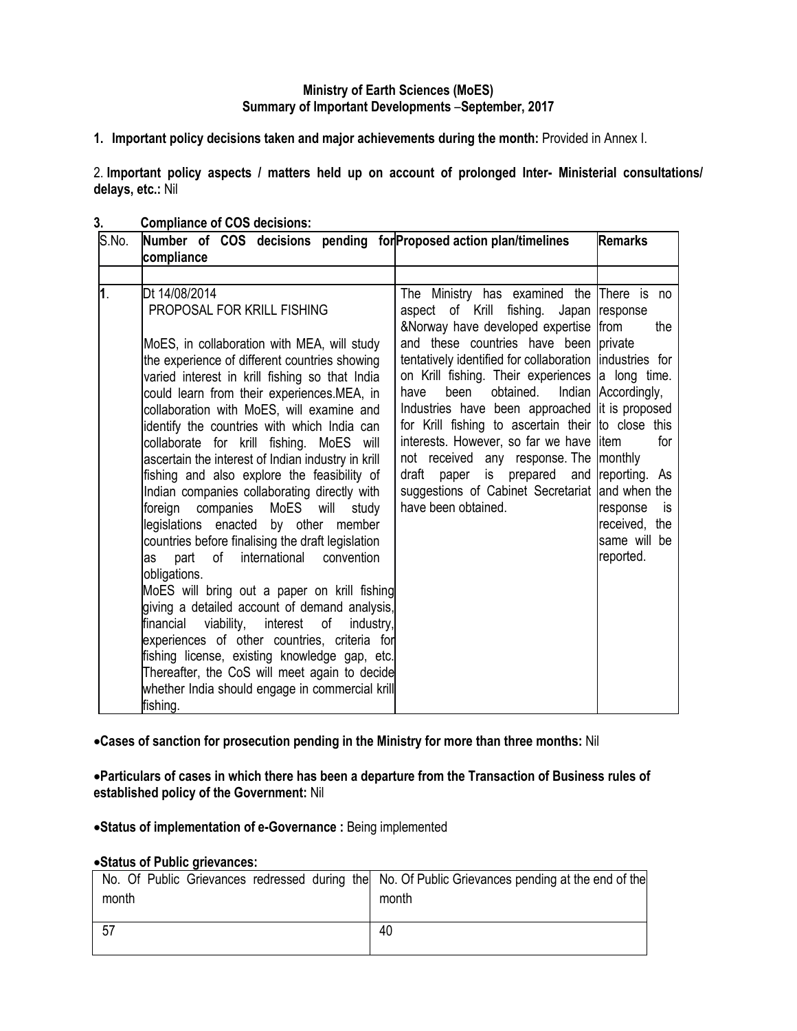**Ministry of Earth Sciences (MoES)**
**Summary of Important Developments –September, 2017**

**1. Important policy decisions taken and major achievements during the month:** Provided in Annex I.

2. **Important policy aspects / matters held up on account of prolonged Inter- Ministerial consultations/ delays, etc.:** Nil

**3. Compliance of COS decisions:**

| S.No. | Number of COS decisions pending for compliance | Proposed action plan/timelines | Remarks |
|---|---|---|---|
| | | | |
| **1**. | Dt 14/08/2014<br>PROPOSAL FOR KRILL FISHING<br><br>MoES, in collaboration with MEA, will study the experience of different countries showing varied interest in krill fishing so that India could learn from their experiences.MEA, in collaboration with MoES, will examine and identify the countries with which India can collaborate for krill fishing. MoES will ascertain the interest of Indian industry in krill fishing and also explore the feasibility of Indian companies collaborating directly with foreign companies MoES will study legislations enacted by other member countries before finalising the draft legislation as part of international convention obligations.<br>MoES will bring out a paper on krill fishing giving a detailed account of demand analysis, financial viability, interest of industry, experiences of other countries, criteria for fishing license, existing knowledge gap, etc. Thereafter, the CoS will meet again to decide whether India should engage in commercial krill fishing. | The Ministry has examined the aspect of Krill fishing. Japan &Norway have developed expertise and these countries have been tentatively identified for collaboration on Krill fishing. Their experiences have been obtained. Indian Industries have been approached for Krill fishing to ascertain their interests. However, so far we have not received any response. The draft paper is prepared and suggestions of Cabinet Secretariat have been obtained. | There is no response from the private industries for a long time. Accordingly, it is proposed to close this item for monthly reporting. As and when the response is received, the same will be reported. |

- **Cases of sanction for prosecution pending in the Ministry for more than three months:** Nil

- **Particulars of cases in which there has been a departure from the Transaction of Business rules of established policy of the Government:** Nil

- **Status of implementation of e-Governance :** Being implemented

- **Status of Public grievances:**

| No. Of Public Grievances redressed during the month | No. Of Public Grievances pending at the end of the month |
|---|---|
| 57 | 40 |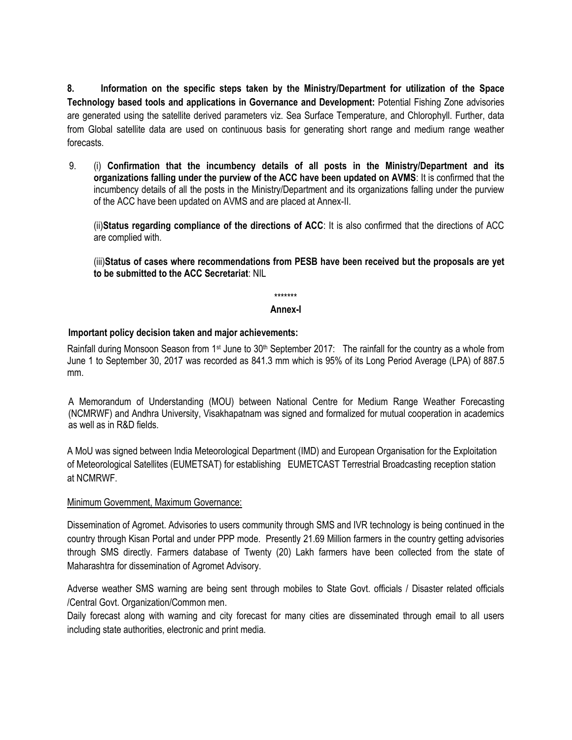**8. Information on the specific steps taken by the Ministry/Department for utilization of the Space Technology based tools and applications in Governance and Development:** Potential Fishing Zone advisories are generated using the satellite derived parameters viz. Sea Surface Temperature, and Chlorophyll. Further, data from Global satellite data are used on continuous basis for generating short range and medium range weather forecasts.

9. (i) **Confirmation that the incumbency details of all posts in the Ministry/Department and its organizations falling under the purview of the ACC have been updated on AVMS**: It is confirmed that the incumbency details of all the posts in the Ministry/Department and its organizations falling under the purview of the ACC have been updated on AVMS and are placed at Annex-II.

(ii)**Status regarding compliance of the directions of ACC**: It is also confirmed that the directions of ACC are complied with.

(iii)**Status of cases where recommendations from PESB have been received but the proposals are yet to be submitted to the ACC Secretariat**: NIL

*******

**Annex-I**

**Important policy decision taken and major achievements:**

Rainfall during Monsoon Season from 1st June to 30th September 2017: The rainfall for the country as a whole from June 1 to September 30, 2017 was recorded as 841.3 mm which is 95% of its Long Period Average (LPA) of 887.5 mm.

A Memorandum of Understanding (MOU) between National Centre for Medium Range Weather Forecasting (NCMRWF) and Andhra University, Visakhapatnam was signed and formalized for mutual cooperation in academics as well as in R&D fields.

A MoU was signed between India Meteorological Department (IMD) and European Organisation for the Exploitation of Meteorological Satellites (EUMETSAT) for establishing EUMETCAST Terrestrial Broadcasting reception station at NCMRWF.

<u>Minimum Government, Maximum Governance:</u>

Dissemination of Agromet. Advisories to users community through SMS and IVR technology is being continued in the country through Kisan Portal and under PPP mode. Presently 21.69 Million farmers in the country getting advisories through SMS directly. Farmers database of Twenty (20) Lakh farmers have been collected from the state of Maharashtra for dissemination of Agromet Advisory.

Adverse weather SMS warning are being sent through mobiles to State Govt. officials / Disaster related officials /Central Govt. Organization/Common men.

Daily forecast along with warning and city forecast for many cities are disseminated through email to all users including state authorities, electronic and print media.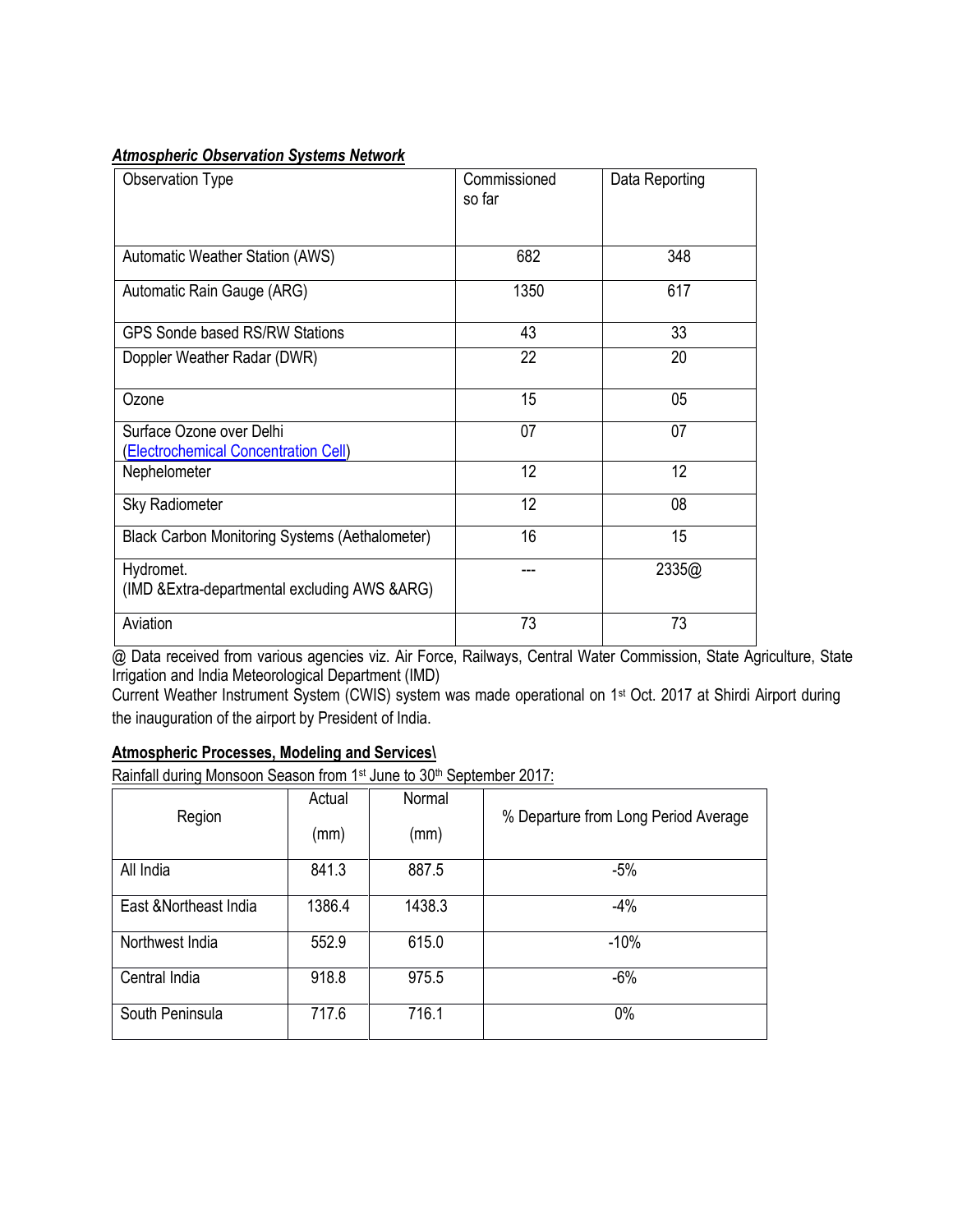***Atmospheric Observation Systems Network***

| Observation Type | Commissioned so far | Data Reporting |
|---|---|---|
| Automatic Weather Station (AWS) | 682 | 348 |
| Automatic Rain Gauge (ARG) | 1350 | 617 |
| GPS Sonde based RS/RW Stations | 43 | 33 |
| Doppler Weather Radar (DWR) | 22 | 20 |
| Ozone | 15 | 05 |
| Surface Ozone over Delhi (Electrochemical Concentration Cell) | 07 | 07 |
| Nephelometer | 12 | 12 |
| Sky Radiometer | 12 | 08 |
| Black Carbon Monitoring Systems (Aethalometer) | 16 | 15 |
| Hydromet. (IMD &Extra-departmental excluding AWS &ARG) | --- | 2335@ |
| Aviation | 73 | 73 |

@ Data received from various agencies viz. Air Force, Railways, Central Water Commission, State Agriculture, State Irrigation and India Meteorological Department (IMD)

Current Weather Instrument System (CWIS) system was made operational on 1st Oct. 2017 at Shirdi Airport during the inauguration of the airport by President of India.

**Atmospheric Processes, Modeling and Services\**

Rainfall during Monsoon Season from 1st June to 30th September 2017:

| Region | Actual (mm) | Normal (mm) | % Departure from Long Period Average |
|---|---|---|---|
| All India | 841.3 | 887.5 | -5% |
| East &Northeast India | 1386.4 | 1438.3 | -4% |
| Northwest India | 552.9 | 615.0 | -10% |
| Central India | 918.8 | 975.5 | -6% |
| South Peninsula | 717.6 | 716.1 | 0% |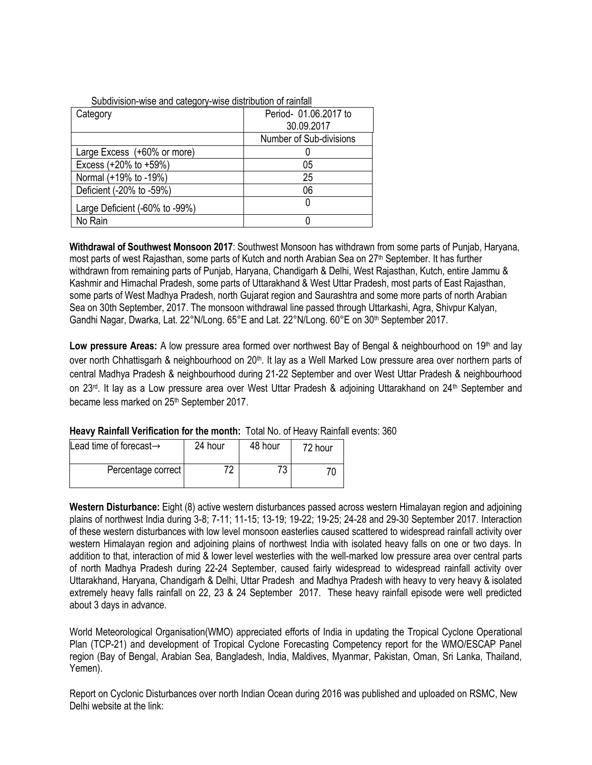Subdivision-wise and category-wise distribution of rainfall

| Category | Period- 01.06.2017 to 30.09.2017 |
|---|---|
| | Number of Sub-divisions |
| Large Excess (+60% or more) | 0 |
| Excess (+20% to +59%) | 05 |
| Normal (+19% to -19%) | 25 |
| Deficient (-20% to -59%) | 06 |
| Large Deficient (-60% to -99%) | 0 |
| No Rain | 0 |

**Withdrawal of Southwest Monsoon 2017**: Southwest Monsoon has withdrawn from some parts of Punjab, Haryana, most parts of west Rajasthan, some parts of Kutch and north Arabian Sea on 27th September. It has further withdrawn from remaining parts of Punjab, Haryana, Chandigarh & Delhi, West Rajasthan, Kutch, entire Jammu & Kashmir and Himachal Pradesh, some parts of Uttarakhand & West Uttar Pradesh, most parts of East Rajasthan, some parts of West Madhya Pradesh, north Gujarat region and Saurashtra and some more parts of north Arabian Sea on 30th September, 2017. The monsoon withdrawal line passed through Uttarkashi, Agra, Shivpur Kalyan, Gandhi Nagar, Dwarka, Lat. 22°N/Long. 65°E and Lat. 22°N/Long. 60°E on 30th September 2017.

**Low pressure Areas:** A low pressure area formed over northwest Bay of Bengal & neighbourhood on 19th and lay over north Chhattisgarh & neighbourhood on 20th. It lay as a Well Marked Low pressure area over northern parts of central Madhya Pradesh & neighbourhood during 21-22 September and over West Uttar Pradesh & neighbourhood on 23rd. It lay as a Low pressure area over West Uttar Pradesh & adjoining Uttarakhand on 24th September and became less marked on 25th September 2017.

**Heavy Rainfall Verification for the month:** Total No. of Heavy Rainfall events: 360

| Lead time of forecast→ | 24 hour | 48 hour | 72 hour |
|---|---|---|---|
| Percentage correct | 72 | 73 | 70 |

**Western Disturbance:** Eight (8) active western disturbances passed across western Himalayan region and adjoining plains of northwest India during 3-8; 7-11; 11-15; 13-19; 19-22; 19-25; 24-28 and 29-30 September 2017. Interaction of these western disturbances with low level monsoon easterlies caused scattered to widespread rainfall activity over western Himalayan region and adjoining plains of northwest India with isolated heavy falls on one or two days. In addition to that, interaction of mid & lower level westerlies with the well-marked low pressure area over central parts of north Madhya Pradesh during 22-24 September, caused fairly widespread to widespread rainfall activity over Uttarakhand, Haryana, Chandigarh & Delhi, Uttar Pradesh and Madhya Pradesh with heavy to very heavy & isolated extremely heavy falls rainfall on 22, 23 & 24 September 2017. These heavy rainfall episode were well predicted about 3 days in advance.

World Meteorological Organisation(WMO) appreciated efforts of India in updating the Tropical Cyclone Operational Plan (TCP-21) and development of Tropical Cyclone Forecasting Competency report for the WMO/ESCAP Panel region (Bay of Bengal, Arabian Sea, Bangladesh, India, Maldives, Myanmar, Pakistan, Oman, Sri Lanka, Thailand, Yemen).

Report on Cyclonic Disturbances over north Indian Ocean during 2016 was published and uploaded on RSMC, New Delhi website at the link: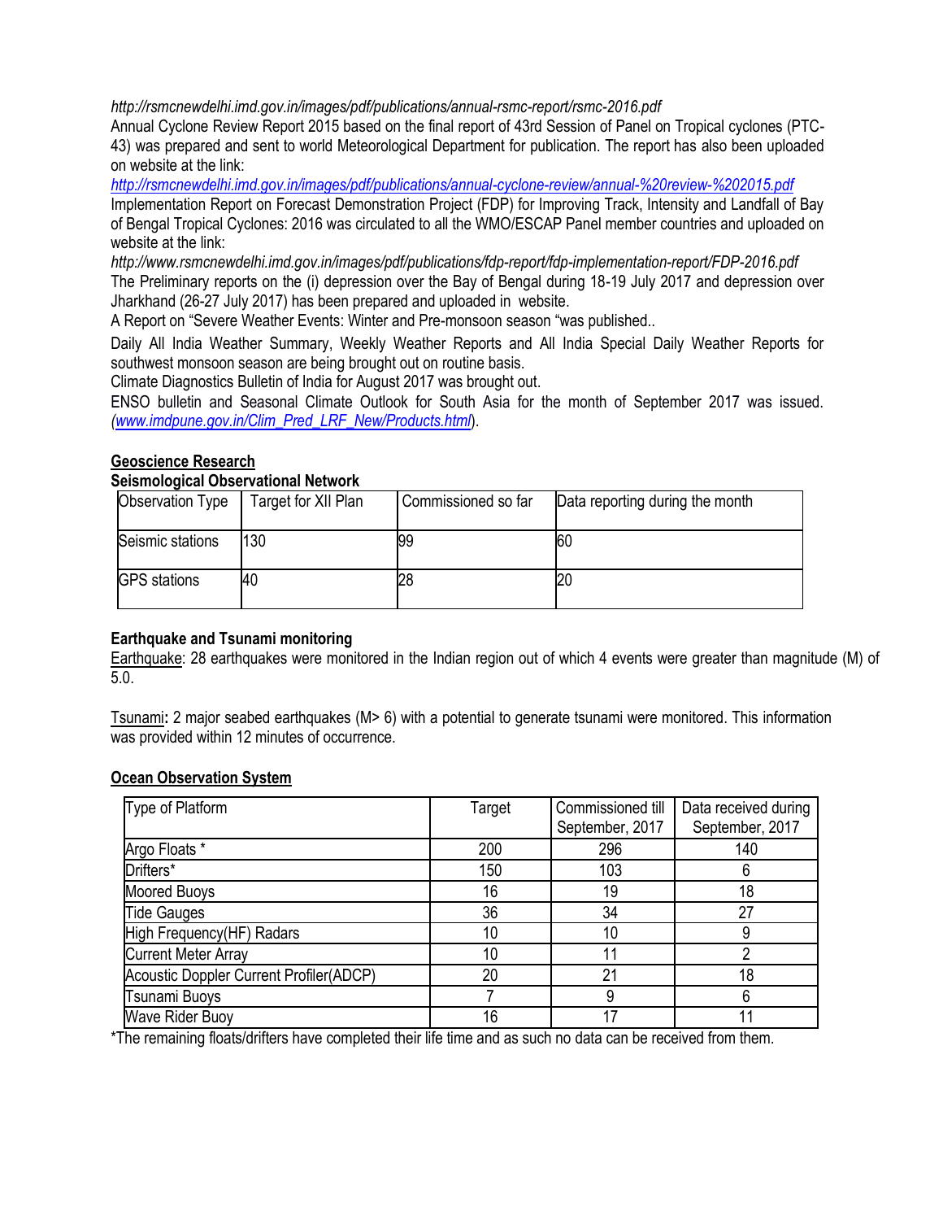*http://rsmcnewdelhi.imd.gov.in/images/pdf/publications/annual-rsmc-report/rsmc-2016.pdf*

Annual Cyclone Review Report 2015 based on the final report of 43rd Session of Panel on Tropical cyclones (PTC-43) was prepared and sent to world Meteorological Department for publication. The report has also been uploaded on website at the link:

*http://rsmcnewdelhi.imd.gov.in/images/pdf/publications/annual-cyclone-review/annual-%20review-%202015.pdf*

Implementation Report on Forecast Demonstration Project (FDP) for Improving Track, Intensity and Landfall of Bay of Bengal Tropical Cyclones: 2016 was circulated to all the WMO/ESCAP Panel member countries and uploaded on website at the link:

*http://www.rsmcnewdelhi.imd.gov.in/images/pdf/publications/fdp-report/fdp-implementation-report/FDP-2016.pdf*

The Preliminary reports on the (i) depression over the Bay of Bengal during 18-19 July 2017 and depression over Jharkhand (26-27 July 2017) has been prepared and uploaded in website.

A Report on "Severe Weather Events: Winter and Pre-monsoon season "was published..

Daily All India Weather Summary, Weekly Weather Reports and All India Special Daily Weather Reports for southwest monsoon season are being brought out on routine basis.

Climate Diagnostics Bulletin of India for August 2017 was brought out.

ENSO bulletin and Seasonal Climate Outlook for South Asia for the month of September 2017 was issued. (*www.imdpune.gov.in/Clim_Pred_LRF_New/Products.html*).

## Geoscience Research

### Seismological Observational Network

| Observation Type | Target for XII Plan | Commissioned so far | Data reporting during the month |
|---|---|---|---|
| Seismic stations | 130 | 99 | 60 |
| GPS stations | 40 | 28 | 20 |

### Earthquake and Tsunami monitoring

Earthquake: 28 earthquakes were monitored in the Indian region out of which 4 events were greater than magnitude (M) of 5.0.

Tsunami**:** 2 major seabed earthquakes (M> 6) with a potential to generate tsunami were monitored. This information was provided within 12 minutes of occurrence.

## Ocean Observation System

| Type of Platform | Target | Commissioned till September, 2017 | Data received during September, 2017 |
|---|---|---|---|
| Argo Floats * | 200 | 296 | 140 |
| Drifters* | 150 | 103 | 6 |
| Moored Buoys | 16 | 19 | 18 |
| Tide Gauges | 36 | 34 | 27 |
| High Frequency(HF) Radars | 10 | 10 | 9 |
| Current Meter Array | 10 | 11 | 2 |
| Acoustic Doppler Current Profiler(ADCP) | 20 | 21 | 18 |
| Tsunami Buoys | 7 | 9 | 6 |
| Wave Rider Buoy | 16 | 17 | 11 |

*The remaining floats/drifters have completed their life time and as such no data can be received from them.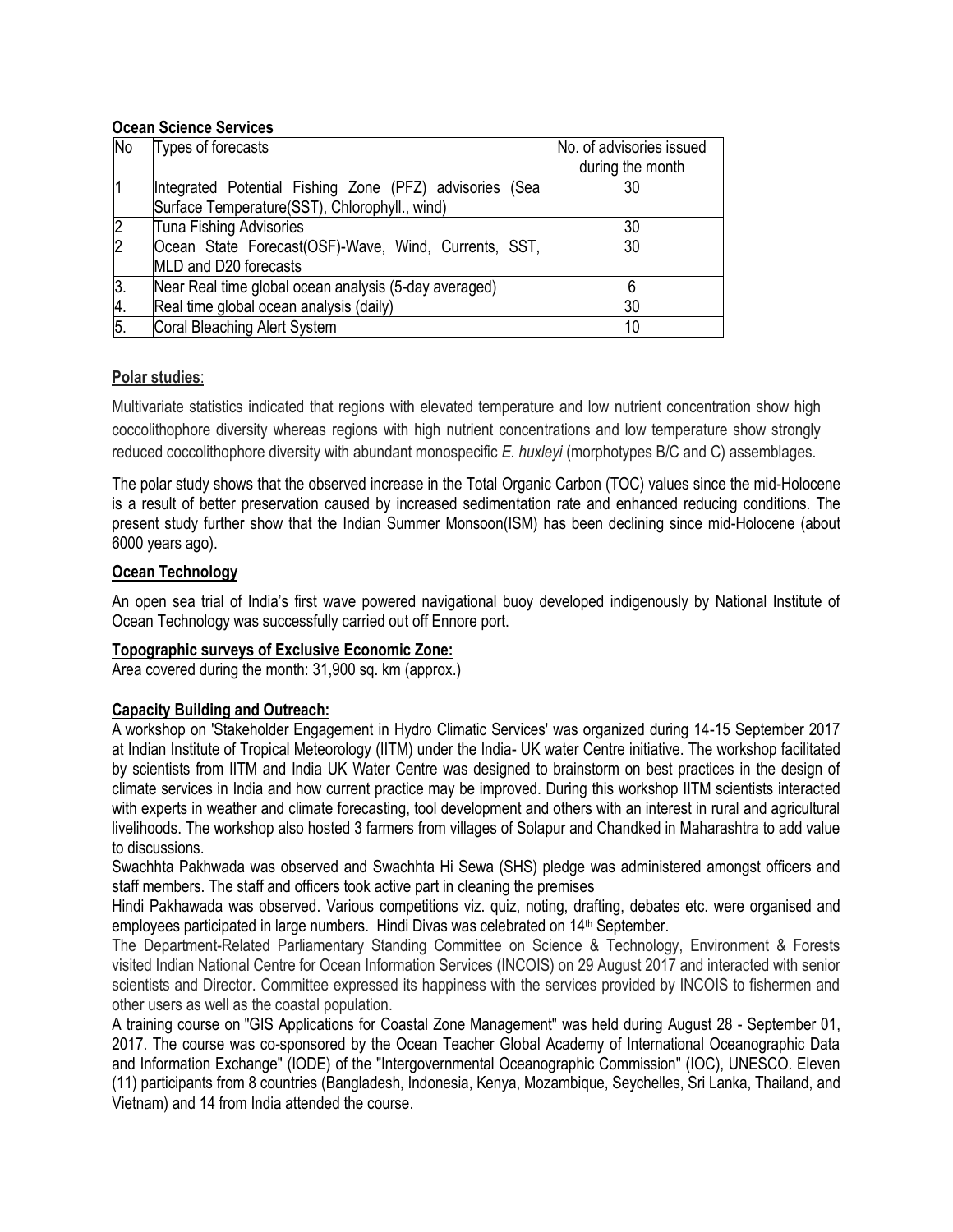**Ocean Science Services**

| No | Types of forecasts | No. of advisories issued during the month |
|---|---|---|
| 1 | Integrated Potential Fishing Zone (PFZ) advisories (Sea Surface Temperature(SST), Chlorophyll., wind) | 30 |
| 2 | Tuna Fishing Advisories | 30 |
| 2 | Ocean State Forecast(OSF)-Wave, Wind, Currents, SST, MLD and D20 forecasts | 30 |
| 3. | Near Real time global ocean analysis (5-day averaged) | 6 |
| 4. | Real time global ocean analysis (daily) | 30 |
| 5. | Coral Bleaching Alert System | 10 |

**Polar studies**:

Multivariate statistics indicated that regions with elevated temperature and low nutrient concentration show high coccolithophore diversity whereas regions with high nutrient concentrations and low temperature show strongly reduced coccolithophore diversity with abundant monospecific *E. huxleyi* (morphotypes B/C and C) assemblages.

The polar study shows that the observed increase in the Total Organic Carbon (TOC) values since the mid-Holocene is a result of better preservation caused by increased sedimentation rate and enhanced reducing conditions. The present study further show that the Indian Summer Monsoon(ISM) has been declining since mid-Holocene (about 6000 years ago).

**Ocean Technology**

An open sea trial of India's first wave powered navigational buoy developed indigenously by National Institute of Ocean Technology was successfully carried out off Ennore port.

**Topographic surveys of Exclusive Economic Zone:**

Area covered during the month: 31,900 sq. km (approx.)

**Capacity Building and Outreach:**

A workshop on 'Stakeholder Engagement in Hydro Climatic Services' was organized during 14-15 September 2017 at Indian Institute of Tropical Meteorology (IITM) under the India- UK water Centre initiative. The workshop facilitated by scientists from IITM and India UK Water Centre was designed to brainstorm on best practices in the design of climate services in India and how current practice may be improved. During this workshop IITM scientists interacted with experts in weather and climate forecasting, tool development and others with an interest in rural and agricultural livelihoods. The workshop also hosted 3 farmers from villages of Solapur and Chandked in Maharashtra to add value to discussions.

Swachhta Pakhwada was observed and Swachhta Hi Sewa (SHS) pledge was administered amongst officers and staff members. The staff and officers took active part in cleaning the premises

Hindi Pakhawada was observed. Various competitions viz. quiz, noting, drafting, debates etc. were organised and employees participated in large numbers. Hindi Divas was celebrated on 14th September.

The Department-Related Parliamentary Standing Committee on Science & Technology, Environment & Forests visited Indian National Centre for Ocean Information Services (INCOIS) on 29 August 2017 and interacted with senior scientists and Director. Committee expressed its happiness with the services provided by INCOIS to fishermen and other users as well as the coastal population.

A training course on "GIS Applications for Coastal Zone Management" was held during August 28 - September 01, 2017. The course was co-sponsored by the Ocean Teacher Global Academy of International Oceanographic Data and Information Exchange" (IODE) of the "Intergovernmental Oceanographic Commission" (IOC), UNESCO. Eleven (11) participants from 8 countries (Bangladesh, Indonesia, Kenya, Mozambique, Seychelles, Sri Lanka, Thailand, and Vietnam) and 14 from India attended the course.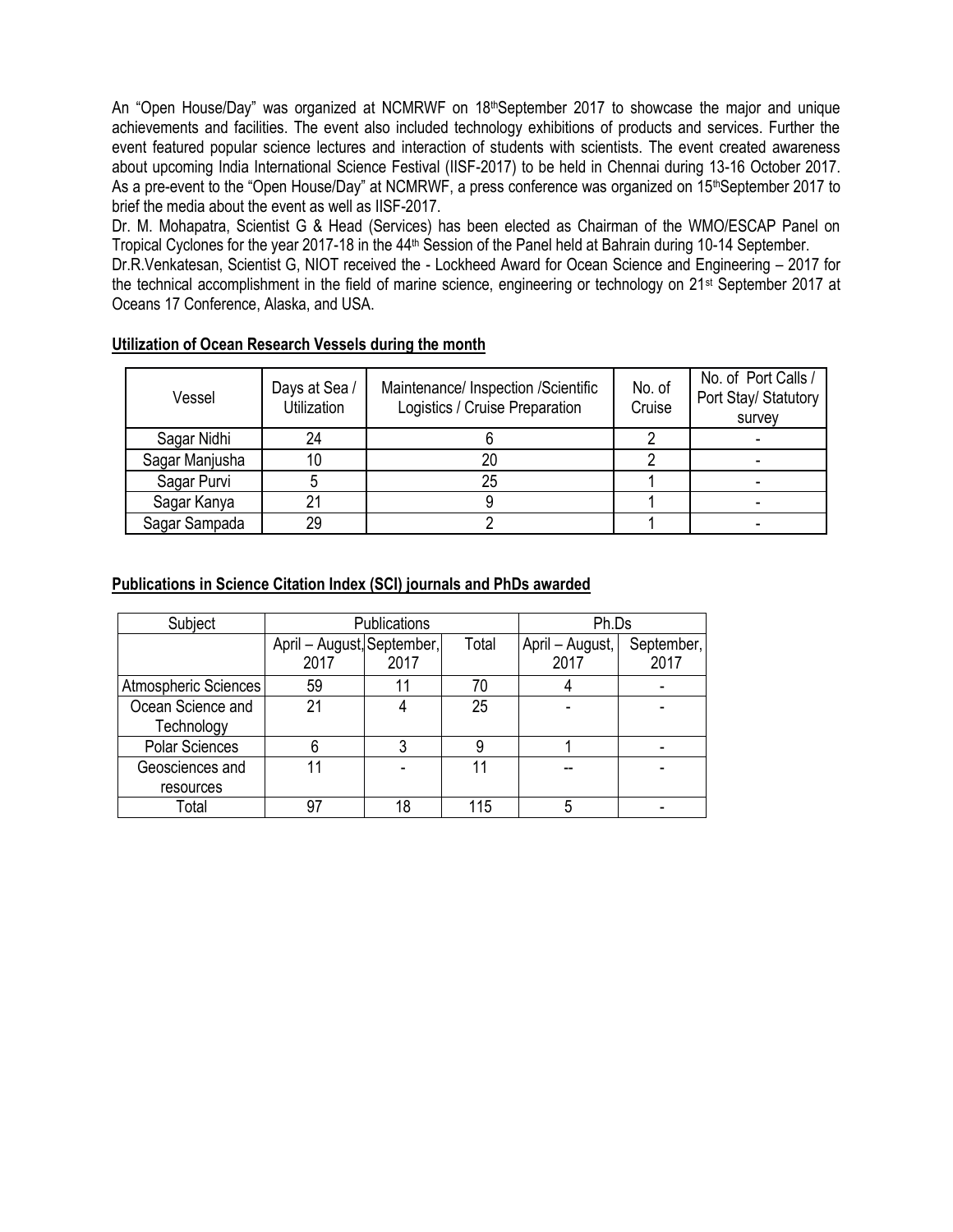An "Open House/Day" was organized at NCMRWF on 18th September 2017 to showcase the major and unique achievements and facilities. The event also included technology exhibitions of products and services. Further the event featured popular science lectures and interaction of students with scientists. The event created awareness about upcoming India International Science Festival (IISF-2017) to be held in Chennai during 13-16 October 2017. As a pre-event to the "Open House/Day" at NCMRWF, a press conference was organized on 15th September 2017 to brief the media about the event as well as IISF-2017.

Dr. M. Mohapatra, Scientist G & Head (Services) has been elected as Chairman of the WMO/ESCAP Panel on Tropical Cyclones for the year 2017-18 in the 44th Session of the Panel held at Bahrain during 10-14 September.

Dr.R.Venkatesan, Scientist G, NIOT received the - Lockheed Award for Ocean Science and Engineering – 2017 for the technical accomplishment in the field of marine science, engineering or technology on 21st September 2017 at Oceans 17 Conference, Alaska, and USA.

**Utilization of Ocean Research Vessels during the month**

| Vessel | Days at Sea / Utilization | Maintenance/ Inspection /Scientific Logistics / Cruise Preparation | No. of Cruise | No. of Port Calls / Port Stay/ Statutory survey |
|---|---|---|---|---|
| Sagar Nidhi | 24 | 6 | 2 | - |
| Sagar Manjusha | 10 | 20 | 2 | - |
| Sagar Purvi | 5 | 25 | 1 | - |
| Sagar Kanya | 21 | 9 | 1 | - |
| Sagar Sampada | 29 | 2 | 1 | - |

**Publications in Science Citation Index (SCI) journals and PhDs awarded**

| Subject | Publications | | | Ph.Ds | |
|---|---|---|---|---|---|
| | April – August, 2017 | September, 2017 | Total | April – August, 2017 | September, 2017 |
| Atmospheric Sciences | 59 | 11 | 70 | 4 | - |
| Ocean Science and Technology | 21 | 4 | 25 | - | - |
| Polar Sciences | 6 | 3 | 9 | 1 | - |
| Geosciences and resources | 11 | - | 11 | -- | - |
| Total | 97 | 18 | 115 | 5 | - |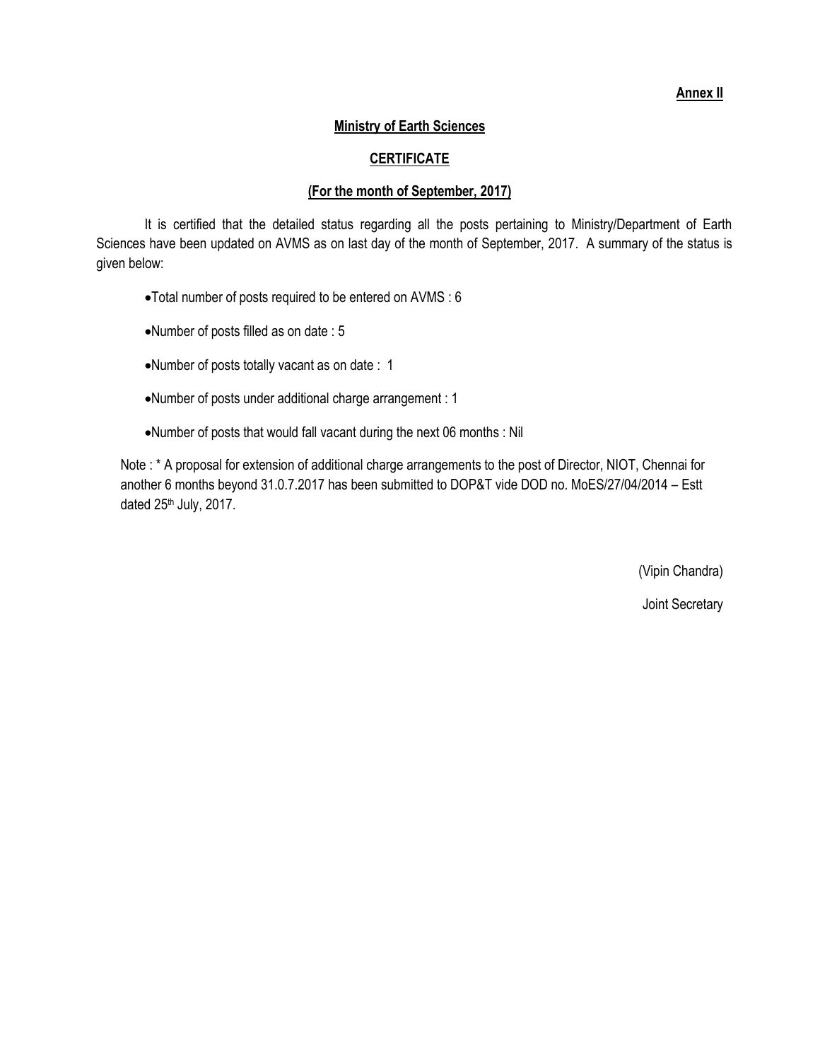**Annex II**

**Ministry of Earth Sciences**

**CERTIFICATE**

**(For the month of September, 2017)**

It is certified that the detailed status regarding all the posts pertaining to Ministry/Department of Earth Sciences have been updated on AVMS as on last day of the month of September, 2017. A summary of the status is given below:

- Total number of posts required to be entered on AVMS : 6
- Number of posts filled as on date : 5
- Number of posts totally vacant as on date : 1
- Number of posts under additional charge arrangement : 1
- Number of posts that would fall vacant during the next 06 months : Nil

Note : * A proposal for extension of additional charge arrangements to the post of Director, NIOT, Chennai for another 6 months beyond 31.0.7.2017 has been submitted to DOP&T vide DOD no. MoES/27/04/2014 – Estt dated 25th July, 2017.

(Vipin Chandra)

Joint Secretary